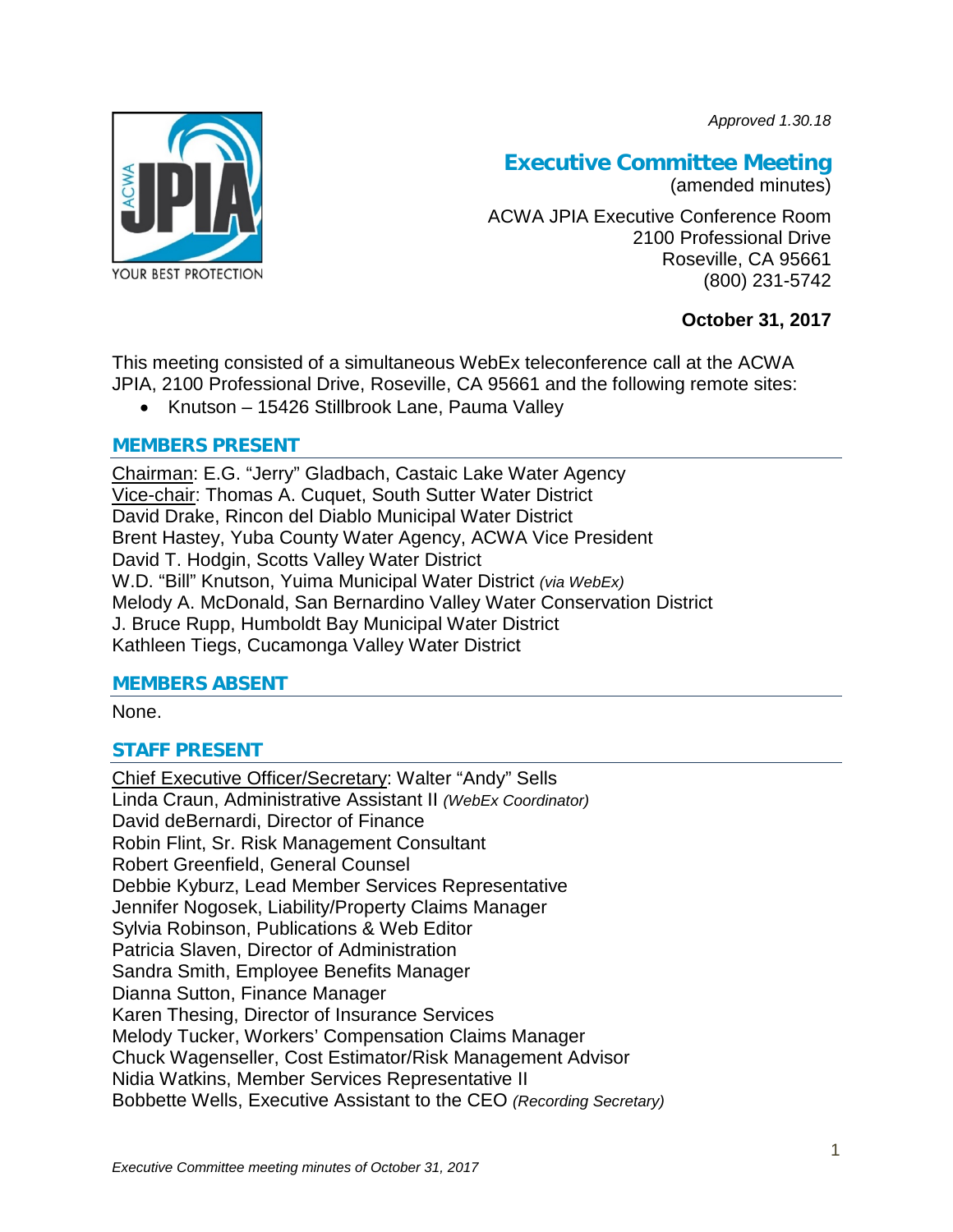*Approved 1.30.18*

# Executive Committee Meeting

(amended minutes)

ACWA JPIA Executive Conference Room
2100 Professional Drive
Roseville, CA 95661
(800) 231-5742

**October 31, 2017**

This meeting consisted of a simultaneous WebEx teleconference call at the ACWA JPIA, 2100 Professional Drive, Roseville, CA 95661 and the following remote sites:

- Knutson – 15426 Stillbrook Lane, Pauma Valley

## MEMBERS PRESENT

Chairman: E.G. "Jerry" Gladbach, Castaic Lake Water Agency
Vice-chair: Thomas A. Cuquet, South Sutter Water District
David Drake, Rincon del Diablo Municipal Water District
Brent Hastey, Yuba County Water Agency, ACWA Vice President
David T. Hodgin, Scotts Valley Water District
W.D. "Bill" Knutson, Yuima Municipal Water District *(via WebEx)*
Melody A. McDonald, San Bernardino Valley Water Conservation District
J. Bruce Rupp, Humboldt Bay Municipal Water District
Kathleen Tiegs, Cucamonga Valley Water District

## MEMBERS ABSENT

None.

## STAFF PRESENT

Chief Executive Officer/Secretary: Walter "Andy" Sells
Linda Craun, Administrative Assistant II *(WebEx Coordinator)*
David deBernardi, Director of Finance
Robin Flint, Sr. Risk Management Consultant
Robert Greenfield, General Counsel
Debbie Kyburz, Lead Member Services Representative
Jennifer Nogosek, Liability/Property Claims Manager
Sylvia Robinson, Publications & Web Editor
Patricia Slaven, Director of Administration
Sandra Smith, Employee Benefits Manager
Dianna Sutton, Finance Manager
Karen Thesing, Director of Insurance Services
Melody Tucker, Workers' Compensation Claims Manager
Chuck Wagenseller, Cost Estimator/Risk Management Advisor
Nidia Watkins, Member Services Representative II
Bobbette Wells, Executive Assistant to the CEO *(Recording Secretary)*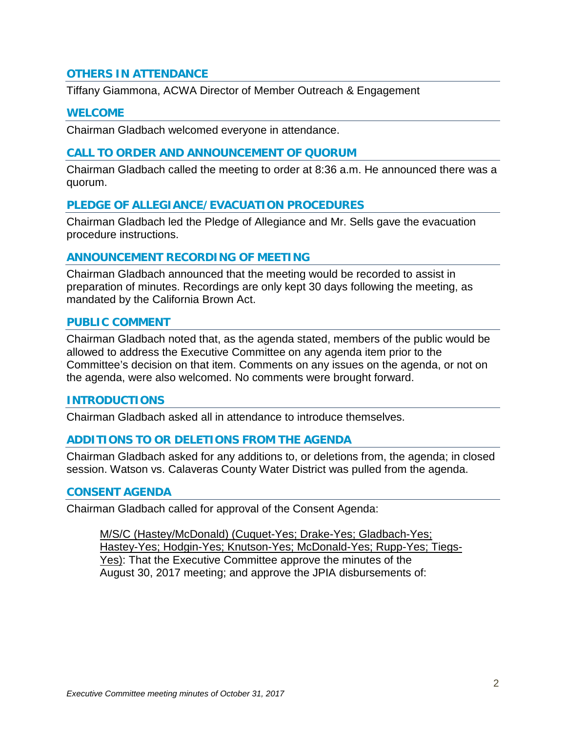## OTHERS IN ATTENDANCE

Tiffany Giammona, ACWA Director of Member Outreach & Engagement

## WELCOME

Chairman Gladbach welcomed everyone in attendance.

## CALL TO ORDER AND ANNOUNCEMENT OF QUORUM

Chairman Gladbach called the meeting to order at 8:36 a.m. He announced there was a quorum.

## PLEDGE OF ALLEGIANCE/EVACUATION PROCEDURES

Chairman Gladbach led the Pledge of Allegiance and Mr. Sells gave the evacuation procedure instructions.

## ANNOUNCEMENT RECORDING OF MEETING

Chairman Gladbach announced that the meeting would be recorded to assist in preparation of minutes. Recordings are only kept 30 days following the meeting, as mandated by the California Brown Act.

## PUBLIC COMMENT

Chairman Gladbach noted that, as the agenda stated, members of the public would be allowed to address the Executive Committee on any agenda item prior to the Committee's decision on that item. Comments on any issues on the agenda, or not on the agenda, were also welcomed. No comments were brought forward.

## INTRODUCTIONS

Chairman Gladbach asked all in attendance to introduce themselves.

## ADDITIONS TO OR DELETIONS FROM THE AGENDA

Chairman Gladbach asked for any additions to, or deletions from, the agenda; in closed session. Watson vs. Calaveras County Water District was pulled from the agenda.

## CONSENT AGENDA

Chairman Gladbach called for approval of the Consent Agenda:

> M/S/C (Hastey/McDonald) (Cuquet-Yes; Drake-Yes; Gladbach-Yes; Hastey-Yes; Hodgin-Yes; Knutson-Yes; McDonald-Yes; Rupp-Yes; Tiegs-Yes): That the Executive Committee approve the minutes of the August 30, 2017 meeting; and approve the JPIA disbursements of: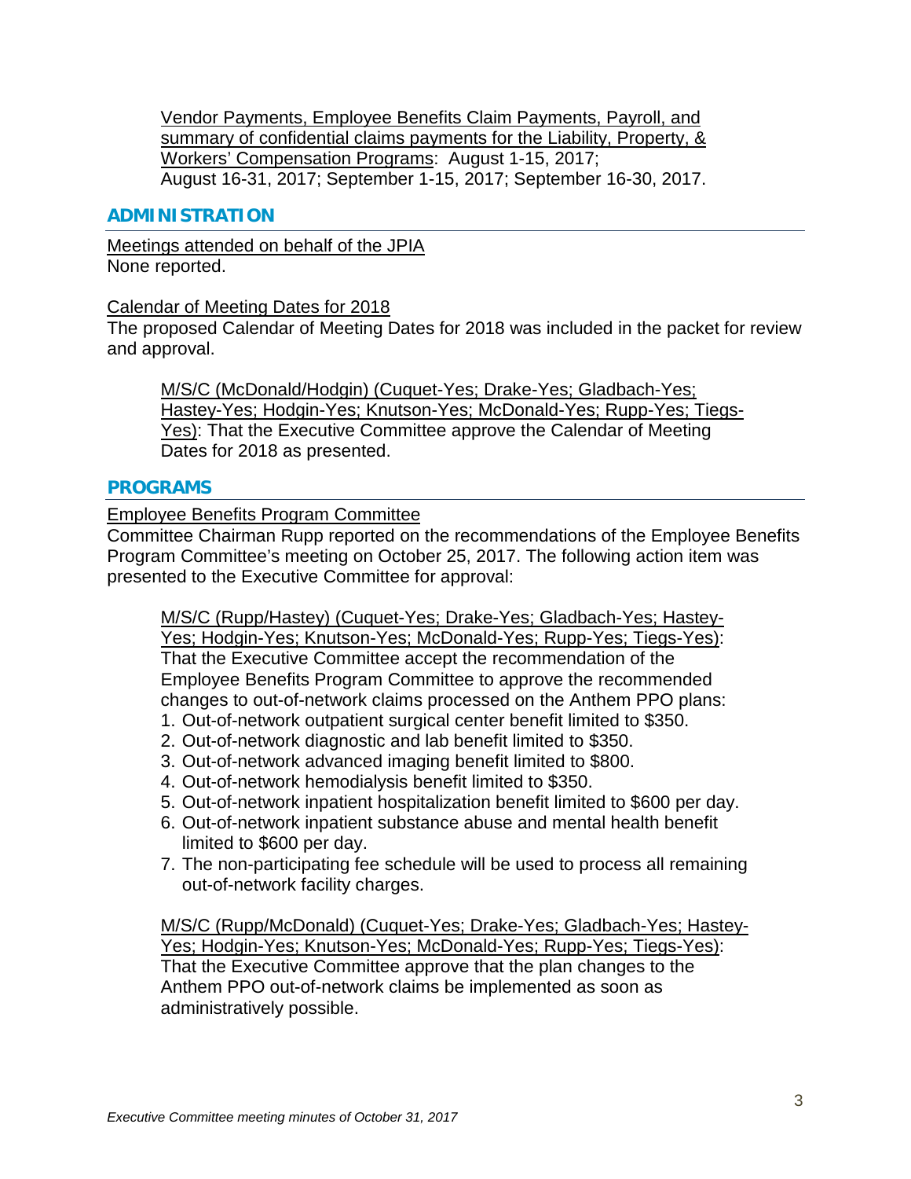Vendor Payments, Employee Benefits Claim Payments, Payroll, and summary of confidential claims payments for the Liability, Property, & Workers' Compensation Programs: August 1-15, 2017; August 16-31, 2017; September 1-15, 2017; September 16-30, 2017.

## ADMINISTRATION

Meetings attended on behalf of the JPIA
None reported.

Calendar of Meeting Dates for 2018
The proposed Calendar of Meeting Dates for 2018 was included in the packet for review and approval.

> M/S/C (McDonald/Hodgin) (Cuquet-Yes; Drake-Yes; Gladbach-Yes; Hastey-Yes; Hodgin-Yes; Knutson-Yes; McDonald-Yes; Rupp-Yes; Tiegs-Yes): That the Executive Committee approve the Calendar of Meeting Dates for 2018 as presented.

## PROGRAMS

Employee Benefits Program Committee
Committee Chairman Rupp reported on the recommendations of the Employee Benefits Program Committee's meeting on October 25, 2017. The following action item was presented to the Executive Committee for approval:

> M/S/C (Rupp/Hastey) (Cuquet-Yes; Drake-Yes; Gladbach-Yes; Hastey-Yes; Hodgin-Yes; Knutson-Yes; McDonald-Yes; Rupp-Yes; Tiegs-Yes): That the Executive Committee accept the recommendation of the Employee Benefits Program Committee to approve the recommended changes to out-of-network claims processed on the Anthem PPO plans:
>
> 1. Out-of-network outpatient surgical center benefit limited to $350.
> 2. Out-of-network diagnostic and lab benefit limited to $350.
> 3. Out-of-network advanced imaging benefit limited to $800.
> 4. Out-of-network hemodialysis benefit limited to $350.
> 5. Out-of-network inpatient hospitalization benefit limited to $600 per day.
> 6. Out-of-network inpatient substance abuse and mental health benefit limited to $600 per day.
> 7. The non-participating fee schedule will be used to process all remaining out-of-network facility charges.

> M/S/C (Rupp/McDonald) (Cuquet-Yes; Drake-Yes; Gladbach-Yes; Hastey-Yes; Hodgin-Yes; Knutson-Yes; McDonald-Yes; Rupp-Yes; Tiegs-Yes): That the Executive Committee approve that the plan changes to the Anthem PPO out-of-network claims be implemented as soon as administratively possible.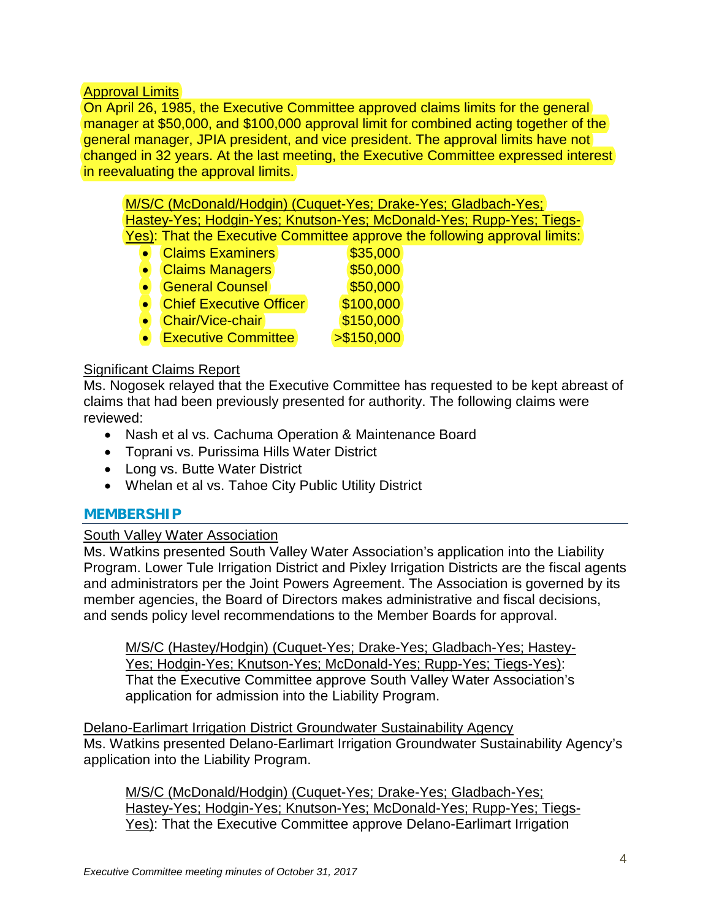Approval Limits

On April 26, 1985, the Executive Committee approved claims limits for the general manager at $50,000, and $100,000 approval limit for combined acting together of the general manager, JPIA president, and vice president. The approval limits have not changed in 32 years. At the last meeting, the Executive Committee expressed interest in reevaluating the approval limits.

> M/S/C (McDonald/Hodgin) (Cuquet-Yes; Drake-Yes; Gladbach-Yes; Hastey-Yes; Hodgin-Yes; Knutson-Yes; McDonald-Yes; Rupp-Yes; Tiegs-Yes): That the Executive Committee approve the following approval limits:
> - Claims Examiners $35,000
> - Claims Managers $50,000
> - General Counsel $50,000
> - Chief Executive Officer $100,000
> - Chair/Vice-chair $150,000
> - Executive Committee >$150,000

Significant Claims Report

Ms. Nogosek relayed that the Executive Committee has requested to be kept abreast of claims that had been previously presented for authority. The following claims were reviewed:

- Nash et al vs. Cachuma Operation & Maintenance Board
- Toprani vs. Purissima Hills Water District
- Long vs. Butte Water District
- Whelan et al vs. Tahoe City Public Utility District

## MEMBERSHIP

South Valley Water Association

Ms. Watkins presented South Valley Water Association's application into the Liability Program. Lower Tule Irrigation District and Pixley Irrigation Districts are the fiscal agents and administrators per the Joint Powers Agreement. The Association is governed by its member agencies, the Board of Directors makes administrative and fiscal decisions, and sends policy level recommendations to the Member Boards for approval.

> M/S/C (Hastey/Hodgin) (Cuquet-Yes; Drake-Yes; Gladbach-Yes; Hastey-Yes; Hodgin-Yes; Knutson-Yes; McDonald-Yes; Rupp-Yes; Tiegs-Yes): That the Executive Committee approve South Valley Water Association's application for admission into the Liability Program.

Delano-Earlimart Irrigation District Groundwater Sustainability Agency

Ms. Watkins presented Delano-Earlimart Irrigation Groundwater Sustainability Agency's application into the Liability Program.

> M/S/C (McDonald/Hodgin) (Cuquet-Yes; Drake-Yes; Gladbach-Yes; Hastey-Yes; Hodgin-Yes; Knutson-Yes; McDonald-Yes; Rupp-Yes; Tiegs-Yes): That the Executive Committee approve Delano-Earlimart Irrigation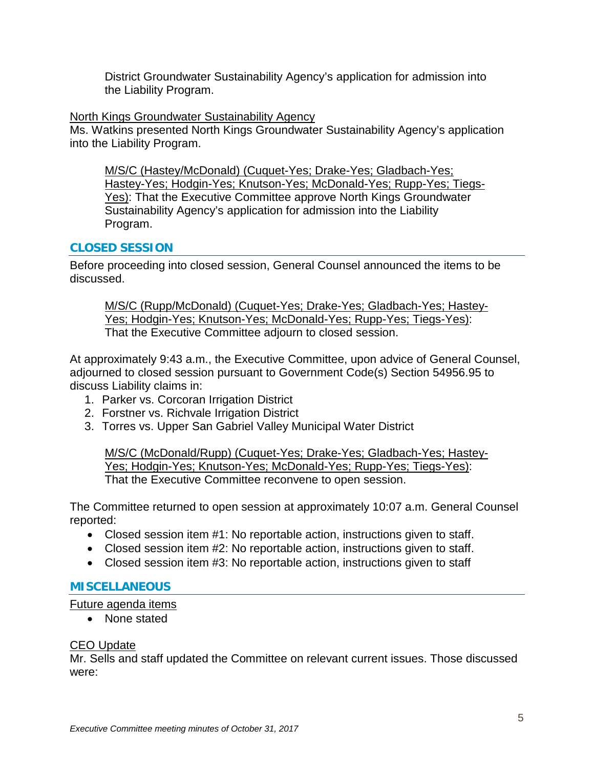District Groundwater Sustainability Agency's application for admission into the Liability Program.

North Kings Groundwater Sustainability Agency

Ms. Watkins presented North Kings Groundwater Sustainability Agency's application into the Liability Program.

> M/S/C (Hastey/McDonald) (Cuquet-Yes; Drake-Yes; Gladbach-Yes; Hastey-Yes; Hodgin-Yes; Knutson-Yes; McDonald-Yes; Rupp-Yes; Tiegs-Yes): That the Executive Committee approve North Kings Groundwater Sustainability Agency's application for admission into the Liability Program.

## CLOSED SESSION

Before proceeding into closed session, General Counsel announced the items to be discussed.

> M/S/C (Rupp/McDonald) (Cuquet-Yes; Drake-Yes; Gladbach-Yes; Hastey-Yes; Hodgin-Yes; Knutson-Yes; McDonald-Yes; Rupp-Yes; Tiegs-Yes): That the Executive Committee adjourn to closed session.

At approximately 9:43 a.m., the Executive Committee, upon advice of General Counsel, adjourned to closed session pursuant to Government Code(s) Section 54956.95 to discuss Liability claims in:

1. Parker vs. Corcoran Irrigation District
2. Forstner vs. Richvale Irrigation District
3. Torres vs. Upper San Gabriel Valley Municipal Water District

> M/S/C (McDonald/Rupp) (Cuquet-Yes; Drake-Yes; Gladbach-Yes; Hastey-Yes; Hodgin-Yes; Knutson-Yes; McDonald-Yes; Rupp-Yes; Tiegs-Yes): That the Executive Committee reconvene to open session.

The Committee returned to open session at approximately 10:07 a.m. General Counsel reported:

- Closed session item #1: No reportable action, instructions given to staff.
- Closed session item #2: No reportable action, instructions given to staff.
- Closed session item #3: No reportable action, instructions given to staff

## MISCELLANEOUS

Future agenda items

- None stated

CEO Update

Mr. Sells and staff updated the Committee on relevant current issues. Those discussed were: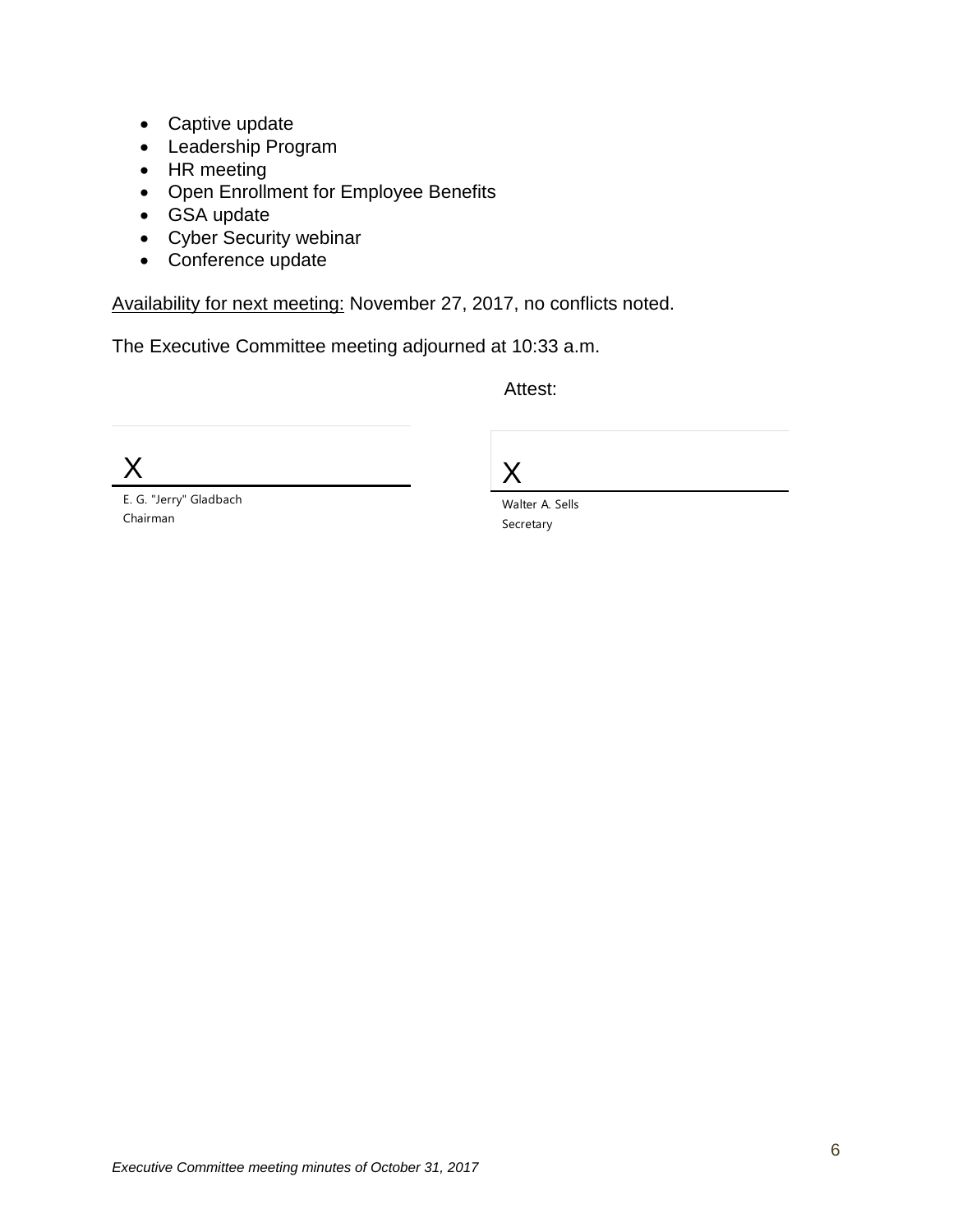- Captive update
- Leadership Program
- HR meeting
- Open Enrollment for Employee Benefits
- GSA update
- Cyber Security webinar
- Conference update

<u>Availability for next meeting:</u> November 27, 2017, no conflicts noted.

The Executive Committee meeting adjourned at 10:33 a.m.

Attest:

X

E. G. "Jerry" Gladbach
Chairman

X

Walter A. Sells
Secretary